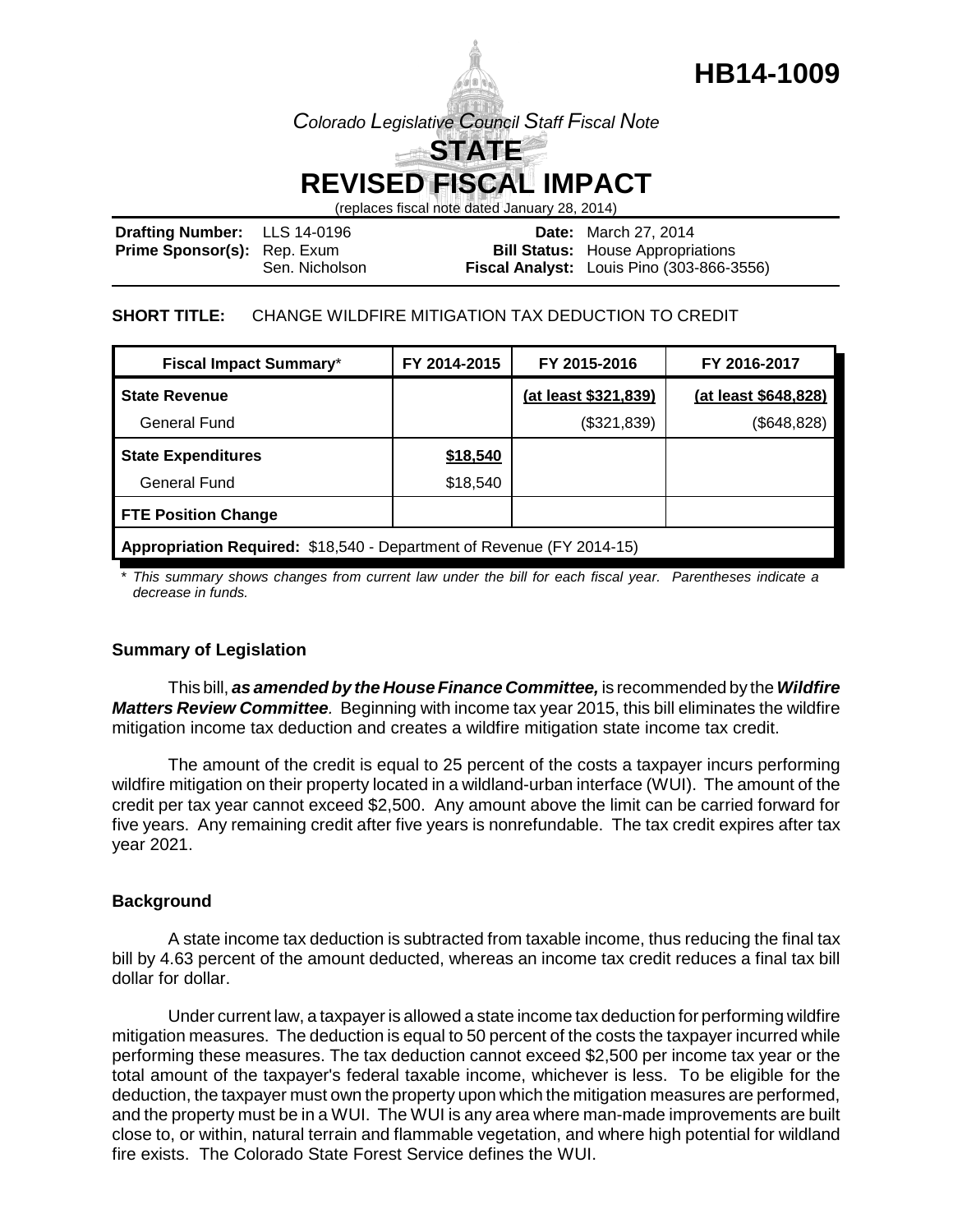# HB14-1009

*Colorado Legislative Council Staff Fiscal Note*

## STATE
## REVISED FISCAL IMPACT

(replaces fiscal note dated January 28, 2014)

**Drafting Number:** LLS 14-0196
**Prime Sponsor(s):** Rep. Exum
Sen. Nicholson

**Date:** March 27, 2014
**Bill Status:** House Appropriations
**Fiscal Analyst:** Louis Pino (303-866-3556)

**SHORT TITLE:** CHANGE WILDFIRE MITIGATION TAX DEDUCTION TO CREDIT

| Fiscal Impact Summary* | FY 2014-2015 | FY 2015-2016 | FY 2016-2017 |
|---|---|---|---|
| **State Revenue** | | (at least $321,839) | (at least $648,828) |
| General Fund | | ($321,839) | ($648,828) |
| **State Expenditures** | $18,540 | | |
| General Fund | $18,540 | | |
| **FTE Position Change** | | | |
| **Appropriation Required:** $18,540 - Department of Revenue (FY 2014-15) | | | |

\* *This summary shows changes from current law under the bill for each fiscal year. Parentheses indicate a decrease in funds.*

### Summary of Legislation

This bill, ***as amended by the House Finance Committee,*** is recommended by the ***Wildfire Matters Review Committee***. Beginning with income tax year 2015, this bill eliminates the wildfire mitigation income tax deduction and creates a wildfire mitigation state income tax credit.

The amount of the credit is equal to 25 percent of the costs a taxpayer incurs performing wildfire mitigation on their property located in a wildland-urban interface (WUI). The amount of the credit per tax year cannot exceed $2,500. Any amount above the limit can be carried forward for five years. Any remaining credit after five years is nonrefundable. The tax credit expires after tax year 2021.

### Background

A state income tax deduction is subtracted from taxable income, thus reducing the final tax bill by 4.63 percent of the amount deducted, whereas an income tax credit reduces a final tax bill dollar for dollar.

Under current law, a taxpayer is allowed a state income tax deduction for performing wildfire mitigation measures. The deduction is equal to 50 percent of the costs the taxpayer incurred while performing these measures. The tax deduction cannot exceed $2,500 per income tax year or the total amount of the taxpayer's federal taxable income, whichever is less. To be eligible for the deduction, the taxpayer must own the property upon which the mitigation measures are performed, and the property must be in a WUI. The WUI is any area where man-made improvements are built close to, or within, natural terrain and flammable vegetation, and where high potential for wildland fire exists. The Colorado State Forest Service defines the WUI.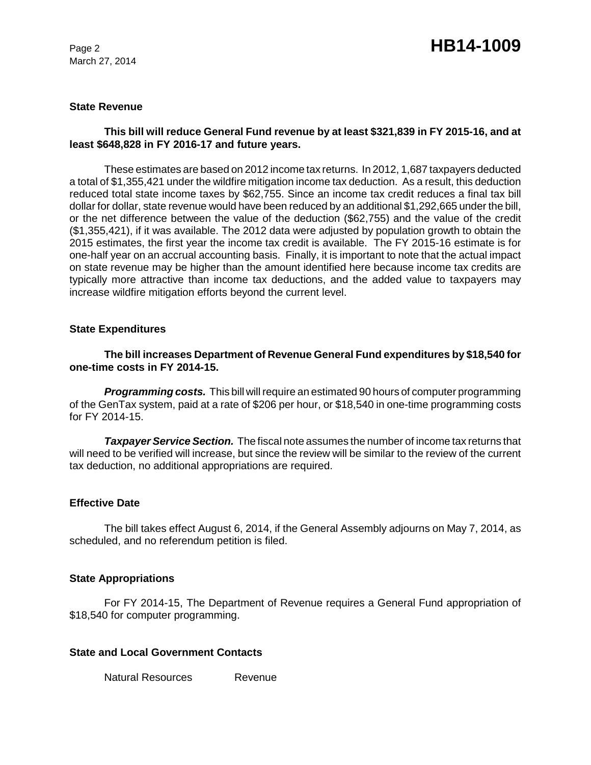## State Revenue

**This bill will reduce General Fund revenue by at least $321,839 in FY 2015-16, and at least $648,828 in FY 2016-17 and future years.**

These estimates are based on 2012 income tax returns. In 2012, 1,687 taxpayers deducted a total of $1,355,421 under the wildfire mitigation income tax deduction. As a result, this deduction reduced total state income taxes by $62,755. Since an income tax credit reduces a final tax bill dollar for dollar, state revenue would have been reduced by an additional $1,292,665 under the bill, or the net difference between the value of the deduction ($62,755) and the value of the credit ($1,355,421), if it was available. The 2012 data were adjusted by population growth to obtain the 2015 estimates, the first year the income tax credit is available. The FY 2015-16 estimate is for one-half year on an accrual accounting basis. Finally, it is important to note that the actual impact on state revenue may be higher than the amount identified here because income tax credits are typically more attractive than income tax deductions, and the added value to taxpayers may increase wildfire mitigation efforts beyond the current level.

## State Expenditures

**The bill increases Department of Revenue General Fund expenditures by $18,540 for one-time costs in FY 2014-15.**

***Programming costs.*** This bill will require an estimated 90 hours of computer programming of the GenTax system, paid at a rate of $206 per hour, or $18,540 in one-time programming costs for FY 2014-15.

***Taxpayer Service Section.*** The fiscal note assumes the number of income tax returns that will need to be verified will increase, but since the review will be similar to the review of the current tax deduction, no additional appropriations are required.

## Effective Date

The bill takes effect August 6, 2014, if the General Assembly adjourns on May 7, 2014, as scheduled, and no referendum petition is filed.

## State Appropriations

For FY 2014-15, The Department of Revenue requires a General Fund appropriation of $18,540 for computer programming.

## State and Local Government Contacts

Natural Resources     Revenue